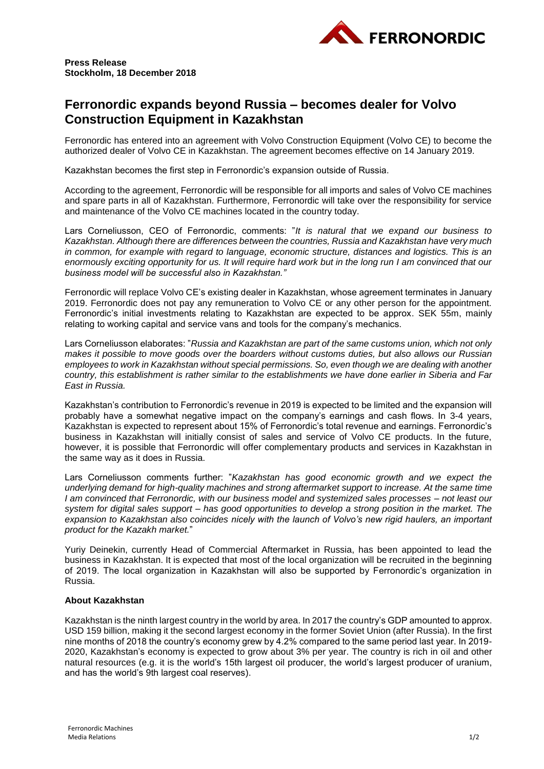**Press Release**
**Stockholm, 18 December 2018**

# Ferronordic expands beyond Russia – becomes dealer for Volvo Construction Equipment in Kazakhstan

Ferronordic has entered into an agreement with Volvo Construction Equipment (Volvo CE) to become the authorized dealer of Volvo CE in Kazakhstan. The agreement becomes effective on 14 January 2019.

Kazakhstan becomes the first step in Ferronordic's expansion outside of Russia.

According to the agreement, Ferronordic will be responsible for all imports and sales of Volvo CE machines and spare parts in all of Kazakhstan. Furthermore, Ferronordic will take over the responsibility for service and maintenance of the Volvo CE machines located in the country today.

Lars Corneliusson, CEO of Ferronordic, comments: "*It is natural that we expand our business to Kazakhstan. Although there are differences between the countries, Russia and Kazakhstan have very much in common, for example with regard to language, economic structure, distances and logistics. This is an enormously exciting opportunity for us. It will require hard work but in the long run I am convinced that our business model will be successful also in Kazakhstan."*

Ferronordic will replace Volvo CE's existing dealer in Kazakhstan, whose agreement terminates in January 2019. Ferronordic does not pay any remuneration to Volvo CE or any other person for the appointment. Ferronordic's initial investments relating to Kazakhstan are expected to be approx. SEK 55m, mainly relating to working capital and service vans and tools for the company's mechanics.

Lars Corneliusson elaborates: "*Russia and Kazakhstan are part of the same customs union, which not only makes it possible to move goods over the boarders without customs duties, but also allows our Russian employees to work in Kazakhstan without special permissions. So, even though we are dealing with another country, this establishment is rather similar to the establishments we have done earlier in Siberia and Far East in Russia.*

Kazakhstan's contribution to Ferronordic's revenue in 2019 is expected to be limited and the expansion will probably have a somewhat negative impact on the company's earnings and cash flows. In 3-4 years, Kazakhstan is expected to represent about 15% of Ferronordic's total revenue and earnings. Ferronordic's business in Kazakhstan will initially consist of sales and service of Volvo CE products. In the future, however, it is possible that Ferronordic will offer complementary products and services in Kazakhstan in the same way as it does in Russia.

Lars Corneliusson comments further: "*Kazakhstan has good economic growth and we expect the underlying demand for high-quality machines and strong aftermarket support to increase. At the same time I am convinced that Ferronordic, with our business model and systemized sales processes – not least our system for digital sales support – has good opportunities to develop a strong position in the market. The expansion to Kazakhstan also coincides nicely with the launch of Volvo's new rigid haulers, an important product for the Kazakh market.*"

Yuriy Deinekin, currently Head of Commercial Aftermarket in Russia, has been appointed to lead the business in Kazakhstan. It is expected that most of the local organization will be recruited in the beginning of 2019. The local organization in Kazakhstan will also be supported by Ferronordic's organization in Russia.

**About Kazakhstan**

Kazakhstan is the ninth largest country in the world by area. In 2017 the country's GDP amounted to approx. USD 159 billion, making it the second largest economy in the former Soviet Union (after Russia). In the first nine months of 2018 the country's economy grew by 4.2% compared to the same period last year. In 2019-2020, Kazakhstan's economy is expected to grow about 3% per year. The country is rich in oil and other natural resources (e.g. it is the world's 15th largest oil producer, the world's largest producer of uranium, and has the world's 9th largest coal reserves).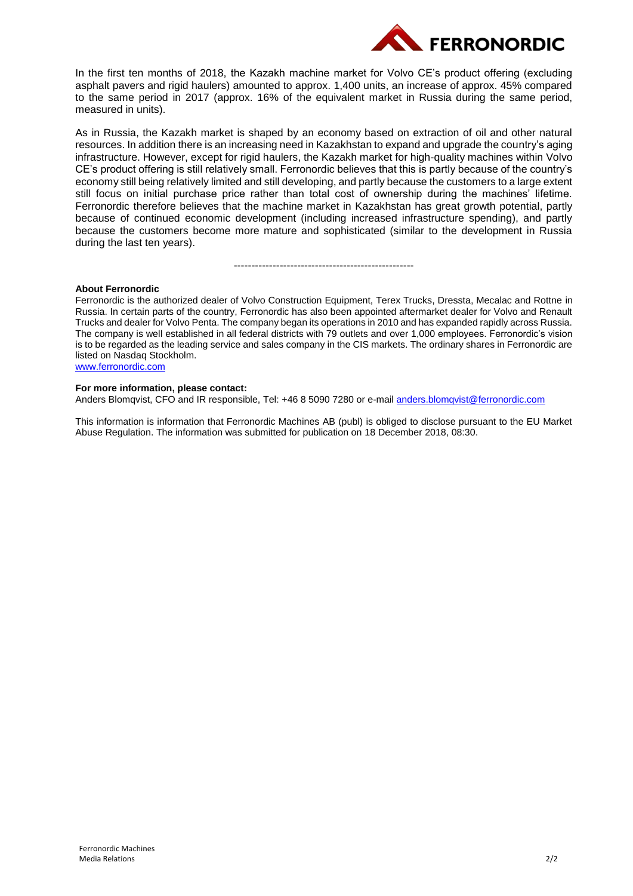In the first ten months of 2018, the Kazakh machine market for Volvo CE's product offering (excluding asphalt pavers and rigid haulers) amounted to approx. 1,400 units, an increase of approx. 45% compared to the same period in 2017 (approx. 16% of the equivalent market in Russia during the same period, measured in units).

As in Russia, the Kazakh market is shaped by an economy based on extraction of oil and other natural resources. In addition there is an increasing need in Kazakhstan to expand and upgrade the country's aging infrastructure. However, except for rigid haulers, the Kazakh market for high-quality machines within Volvo CE's product offering is still relatively small. Ferronordic believes that this is partly because of the country's economy still being relatively limited and still developing, and partly because the customers to a large extent still focus on initial purchase price rather than total cost of ownership during the machines' lifetime. Ferronordic therefore believes that the machine market in Kazakhstan has great growth potential, partly because of continued economic development (including increased infrastructure spending), and partly because the customers become more mature and sophisticated (similar to the development in Russia during the last ten years).

---------------------------------------------------

**About Ferronordic**

Ferronordic is the authorized dealer of Volvo Construction Equipment, Terex Trucks, Dressta, Mecalac and Rottne in Russia. In certain parts of the country, Ferronordic has also been appointed aftermarket dealer for Volvo and Renault Trucks and dealer for Volvo Penta. The company began its operations in 2010 and has expanded rapidly across Russia. The company is well established in all federal districts with 79 outlets and over 1,000 employees. Ferronordic's vision is to be regarded as the leading service and sales company in the CIS markets. The ordinary shares in Ferronordic are listed on Nasdaq Stockholm.
www.ferronordic.com

**For more information, please contact:**
Anders Blomqvist, CFO and IR responsible, Tel: +46 8 5090 7280 or e-mail anders.blomqvist@ferronordic.com

This information is information that Ferronordic Machines AB (publ) is obliged to disclose pursuant to the EU Market Abuse Regulation. The information was submitted for publication on 18 December 2018, 08:30.